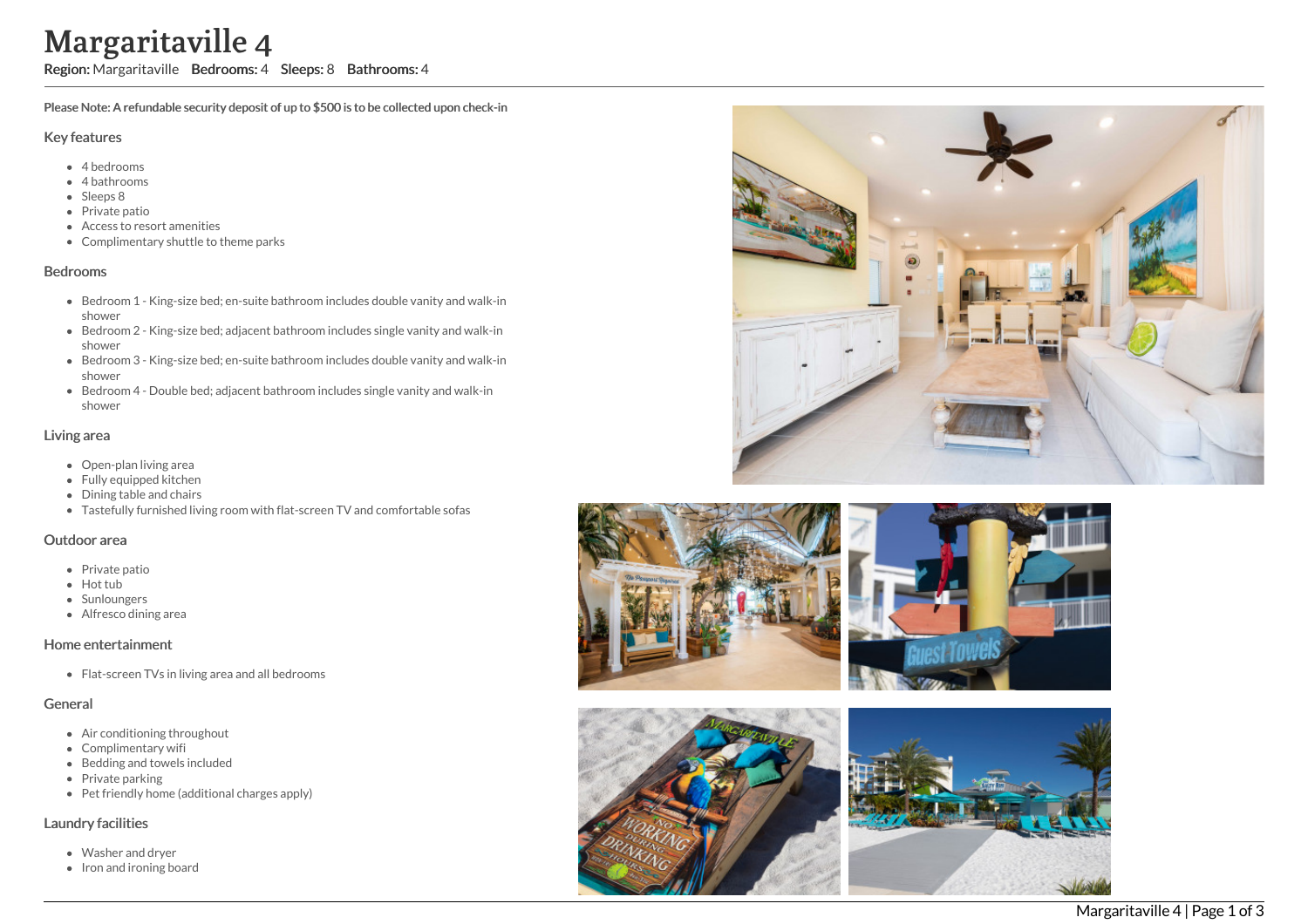# Margaritaville 4

**Region:** Margaritaville **Bedrooms:** 4 **Sleeps:** 8 **Bathrooms:** 4

**Please Note: A refundable security deposit of up to $500 is to be collected upon check-in**

## Key features

- 4 bedrooms
- 4 bathrooms
- Sleeps 8
- Private patio
- Access to resort amenities
- Complimentary shuttle to theme parks

## Bedrooms

- Bedroom 1 - King-size bed; en-suite bathroom includes double vanity and walk-in shower
- Bedroom 2 - King-size bed; adjacent bathroom includes single vanity and walk-in shower
- Bedroom 3 - King-size bed; en-suite bathroom includes double vanity and walk-in shower
- Bedroom 4 - Double bed; adjacent bathroom includes single vanity and walk-in shower

## Living area

- Open-plan living area
- Fully equipped kitchen
- Dining table and chairs
- Tastefully furnished living room with flat-screen TV and comfortable sofas

## Outdoor area

- Private patio
- Hot tub
- Sunloungers
- Alfresco dining area

## Home entertainment

- Flat-screen TVs in living area and all bedrooms

## General

- Air conditioning throughout
- Complimentary wifi
- Bedding and towels included
- Private parking
- Pet friendly home (additional charges apply)

## Laundry facilities

- Washer and dryer
- Iron and ironing board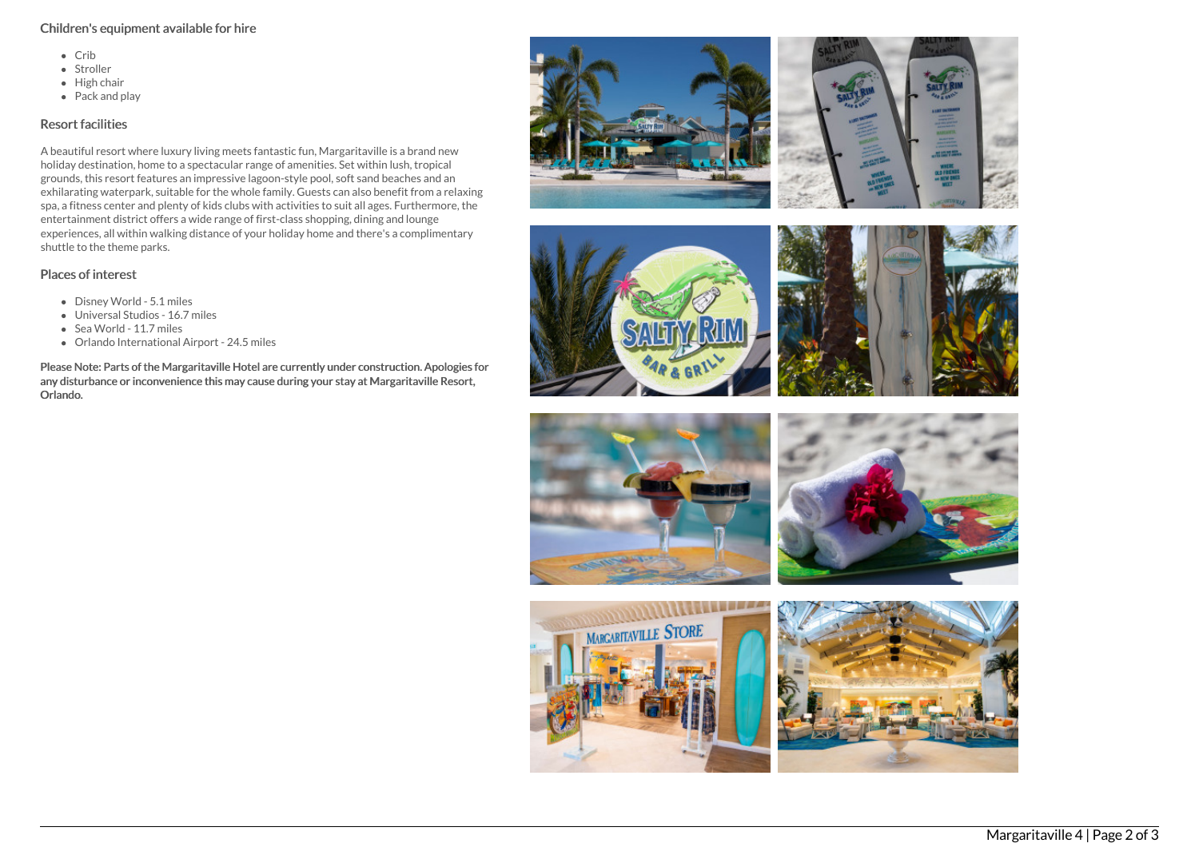## Children's equipment available for hire

- Crib
- Stroller
- High chair
- Pack and play

## Resort facilities

A beautiful resort where luxury living meets fantastic fun, Margaritaville is a brand new holiday destination, home to a spectacular range of amenities. Set within lush, tropical grounds, this resort features an impressive lagoon-style pool, soft sand beaches and an exhilarating waterpark, suitable for the whole family. Guests can also benefit from a relaxing spa, a fitness center and plenty of kids clubs with activities to suit all ages. Furthermore, the entertainment district offers a wide range of first-class shopping, dining and lounge experiences, all within walking distance of your holiday home and there's a complimentary shuttle to the theme parks.

## Places of interest

- Disney World - 5.1 miles
- Universal Studios - 16.7 miles
- Sea World - 11.7 miles
- Orlando International Airport - 24.5 miles

**Please Note: Parts of the Margaritaville Hotel are currently under construction. Apologies for any disturbance or inconvenience this may cause during your stay at Margaritaville Resort, Orlando.**